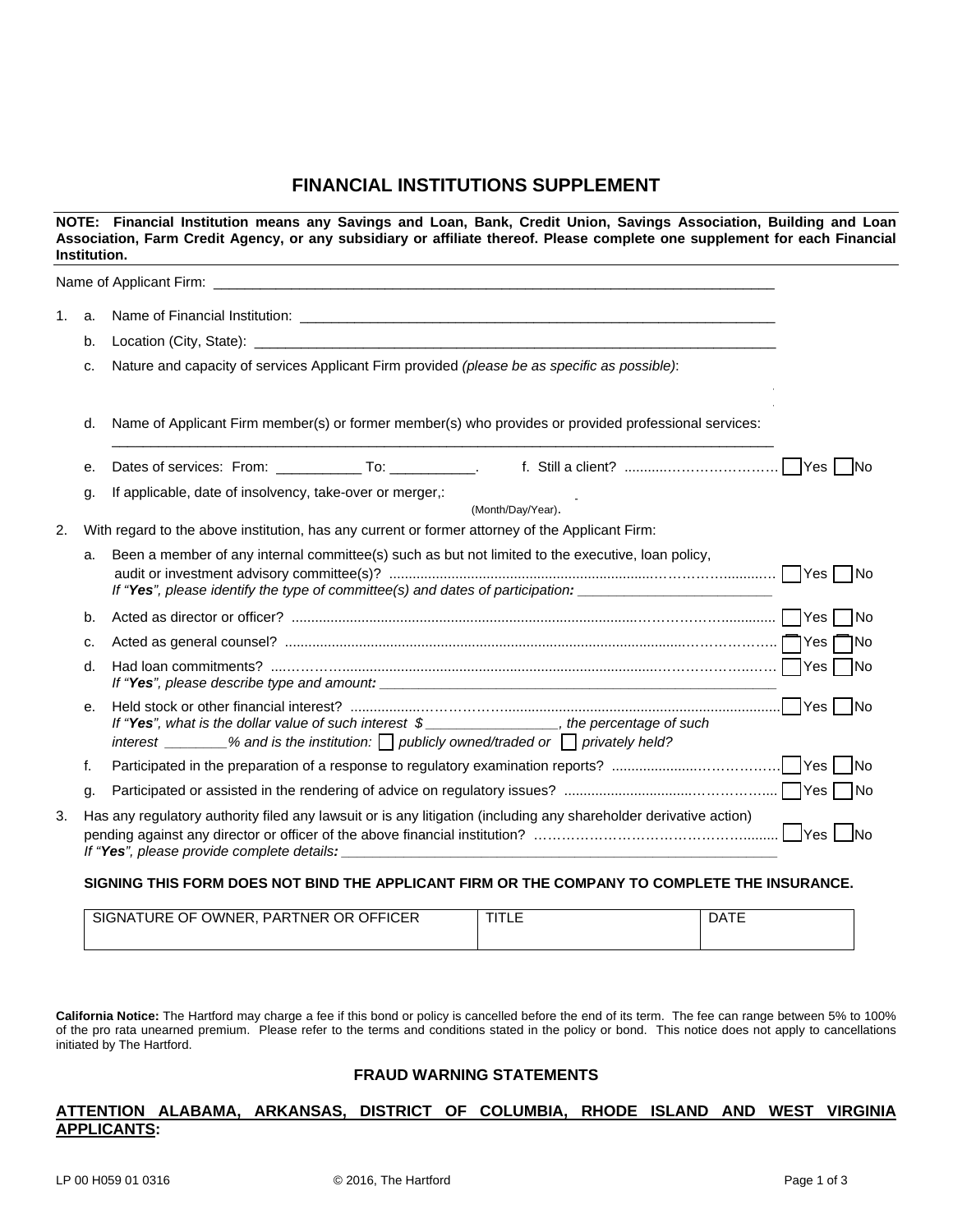# FINANCIAL INSTITUTIONS SUPPLEMENT

**NOTE: Financial Institution means any Savings and Loan, Bank, Credit Union, Savings Association, Building and Loan Association, Farm Credit Agency, or any subsidiary or affiliate thereof. Please complete one supplement for each Financial Institution.**

Name of Applicant Firm: ___________________________________________________________________________

1. a. Name of Financial Institution: _______________________________________________________________

   b. Location (City, State): _____________________________________________________________________

   c. Nature and capacity of services Applicant Firm provided *(please be as specific as possible)*:

   d. Name of Applicant Firm member(s) or former member(s) who provides or provided professional services:
   _____________________________________________________________________________________

   e. Dates of services: From: __________ To: __________.    f. Still a client? .................................... ☐ Yes ☐ No

   g. If applicable, date of insolvency, take-over or merger,: (Month/Day/Year).

2. With regard to the above institution, has any current or former attorney of the Applicant Firm:

   a. Been a member of any internal committee(s) such as but not limited to the executive, loan policy, audit or investment advisory committee(s)? .................................... ☐ Yes ☐ No
   *If "**Yes**", please identify the type of committee(s) and dates of participation:* ________________________

   b. Acted as director or officer? .................................... ☐ Yes ☐ No

   c. Acted as general counsel? .................................... ☐ Yes ☐ No

   d. Had loan commitments? .................................... ☐ Yes ☐ No
   *If "**Yes**", please describe type and amount:* ________________________________________________

   e. Held stock or other financial interest? .................................... ☐ Yes ☐ No
   *If "**Yes**", what is the dollar value of such interest $ ________________, the percentage of such interest ________% and is the institution:* ☐ *publicly owned/traded or* ☐ *privately held?*

   f. Participated in the preparation of a response to regulatory examination reports? .................................... ☐ Yes ☐ No

   g. Participated or assisted in the rendering of advice on regulatory issues? .................................... ☐ Yes ☐ No

3. Has any regulatory authority filed any lawsuit or is any litigation (including any shareholder derivative action) pending against any director or officer of the above financial institution? .................................... ☐ Yes ☐ No
   *If "**Yes**", please provide complete details:* ______________________________________________________

**SIGNING THIS FORM DOES NOT BIND THE APPLICANT FIRM OR THE COMPANY TO COMPLETE THE INSURANCE.**

| SIGNATURE OF OWNER, PARTNER OR OFFICER | TITLE | DATE |
|---|---|---|
| | | |

**California Notice:** The Hartford may charge a fee if this bond or policy is cancelled before the end of its term. The fee can range between 5% to 100% of the pro rata unearned premium. Please refer to the terms and conditions stated in the policy or bond. This notice does not apply to cancellations initiated by The Hartford.

## FRAUD WARNING STATEMENTS

**ATTENTION ALABAMA, ARKANSAS, DISTRICT OF COLUMBIA, RHODE ISLAND AND WEST VIRGINIA APPLICANTS:**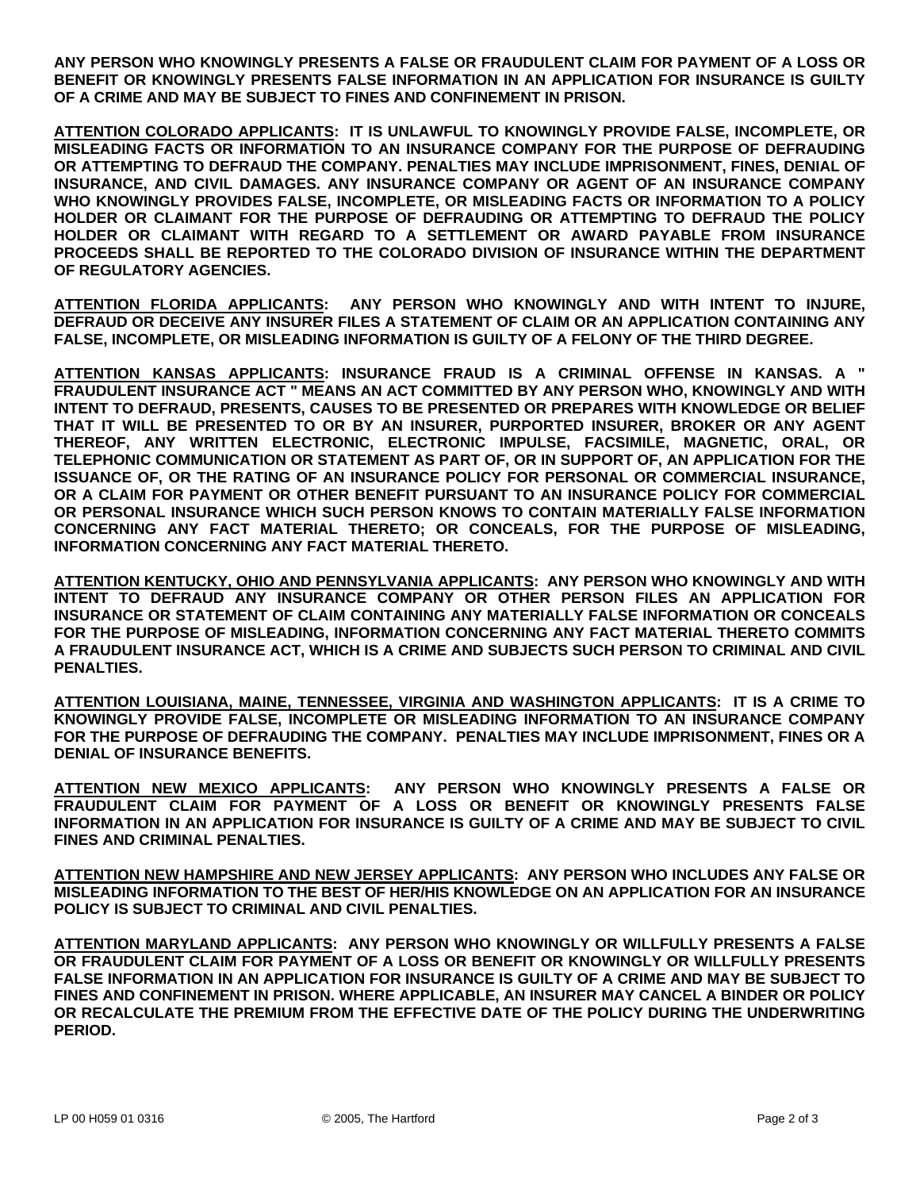**ANY PERSON WHO KNOWINGLY PRESENTS A FALSE OR FRAUDULENT CLAIM FOR PAYMENT OF A LOSS OR BENEFIT OR KNOWINGLY PRESENTS FALSE INFORMATION IN AN APPLICATION FOR INSURANCE IS GUILTY OF A CRIME AND MAY BE SUBJECT TO FINES AND CONFINEMENT IN PRISON.**

**<u>ATTENTION COLORADO APPLICANTS</u>: IT IS UNLAWFUL TO KNOWINGLY PROVIDE FALSE, INCOMPLETE, OR MISLEADING FACTS OR INFORMATION TO AN INSURANCE COMPANY FOR THE PURPOSE OF DEFRAUDING OR ATTEMPTING TO DEFRAUD THE COMPANY. PENALTIES MAY INCLUDE IMPRISONMENT, FINES, DENIAL OF INSURANCE, AND CIVIL DAMAGES. ANY INSURANCE COMPANY OR AGENT OF AN INSURANCE COMPANY WHO KNOWINGLY PROVIDES FALSE, INCOMPLETE, OR MISLEADING FACTS OR INFORMATION TO A POLICY HOLDER OR CLAIMANT FOR THE PURPOSE OF DEFRAUDING OR ATTEMPTING TO DEFRAUD THE POLICY HOLDER OR CLAIMANT WITH REGARD TO A SETTLEMENT OR AWARD PAYABLE FROM INSURANCE PROCEEDS SHALL BE REPORTED TO THE COLORADO DIVISION OF INSURANCE WITHIN THE DEPARTMENT OF REGULATORY AGENCIES.**

**<u>ATTENTION FLORIDA APPLICANTS</u>: ANY PERSON WHO KNOWINGLY AND WITH INTENT TO INJURE, DEFRAUD OR DECEIVE ANY INSURER FILES A STATEMENT OF CLAIM OR AN APPLICATION CONTAINING ANY FALSE, INCOMPLETE, OR MISLEADING INFORMATION IS GUILTY OF A FELONY OF THE THIRD DEGREE.**

**<u>ATTENTION KANSAS APPLICANTS</u>: INSURANCE FRAUD IS A CRIMINAL OFFENSE IN KANSAS. A " FRAUDULENT INSURANCE ACT " MEANS AN ACT COMMITTED BY ANY PERSON WHO, KNOWINGLY AND WITH INTENT TO DEFRAUD, PRESENTS, CAUSES TO BE PRESENTED OR PREPARES WITH KNOWLEDGE OR BELIEF THAT IT WILL BE PRESENTED TO OR BY AN INSURER, PURPORTED INSURER, BROKER OR ANY AGENT THEREOF, ANY WRITTEN ELECTRONIC, ELECTRONIC IMPULSE, FACSIMILE, MAGNETIC, ORAL, OR TELEPHONIC COMMUNICATION OR STATEMENT AS PART OF, OR IN SUPPORT OF, AN APPLICATION FOR THE ISSUANCE OF, OR THE RATING OF AN INSURANCE POLICY FOR PERSONAL OR COMMERCIAL INSURANCE, OR A CLAIM FOR PAYMENT OR OTHER BENEFIT PURSUANT TO AN INSURANCE POLICY FOR COMMERCIAL OR PERSONAL INSURANCE WHICH SUCH PERSON KNOWS TO CONTAIN MATERIALLY FALSE INFORMATION CONCERNING ANY FACT MATERIAL THERETO; OR CONCEALS, FOR THE PURPOSE OF MISLEADING, INFORMATION CONCERNING ANY FACT MATERIAL THERETO.**

**<u>ATTENTION KENTUCKY, OHIO AND PENNSYLVANIA APPLICANTS</u>: ANY PERSON WHO KNOWINGLY AND WITH INTENT TO DEFRAUD ANY INSURANCE COMPANY OR OTHER PERSON FILES AN APPLICATION FOR INSURANCE OR STATEMENT OF CLAIM CONTAINING ANY MATERIALLY FALSE INFORMATION OR CONCEALS FOR THE PURPOSE OF MISLEADING, INFORMATION CONCERNING ANY FACT MATERIAL THERETO COMMITS A FRAUDULENT INSURANCE ACT, WHICH IS A CRIME AND SUBJECTS SUCH PERSON TO CRIMINAL AND CIVIL PENALTIES.**

**<u>ATTENTION LOUISIANA, MAINE, TENNESSEE, VIRGINIA AND WASHINGTON APPLICANTS</u>: IT IS A CRIME TO KNOWINGLY PROVIDE FALSE, INCOMPLETE OR MISLEADING INFORMATION TO AN INSURANCE COMPANY FOR THE PURPOSE OF DEFRAUDING THE COMPANY. PENALTIES MAY INCLUDE IMPRISONMENT, FINES OR A DENIAL OF INSURANCE BENEFITS.**

**<u>ATTENTION NEW MEXICO APPLICANTS</u>: ANY PERSON WHO KNOWINGLY PRESENTS A FALSE OR FRAUDULENT CLAIM FOR PAYMENT OF A LOSS OR BENEFIT OR KNOWINGLY PRESENTS FALSE INFORMATION IN AN APPLICATION FOR INSURANCE IS GUILTY OF A CRIME AND MAY BE SUBJECT TO CIVIL FINES AND CRIMINAL PENALTIES.**

**<u>ATTENTION NEW HAMPSHIRE AND NEW JERSEY APPLICANTS</u>: ANY PERSON WHO INCLUDES ANY FALSE OR MISLEADING INFORMATION TO THE BEST OF HER/HIS KNOWLEDGE ON AN APPLICATION FOR AN INSURANCE POLICY IS SUBJECT TO CRIMINAL AND CIVIL PENALTIES.**

**<u>ATTENTION MARYLAND APPLICANTS</u>: ANY PERSON WHO KNOWINGLY OR WILLFULLY PRESENTS A FALSE OR FRAUDULENT CLAIM FOR PAYMENT OF A LOSS OR BENEFIT OR KNOWINGLY OR WILLFULLY PRESENTS FALSE INFORMATION IN AN APPLICATION FOR INSURANCE IS GUILTY OF A CRIME AND MAY BE SUBJECT TO FINES AND CONFINEMENT IN PRISON. WHERE APPLICABLE, AN INSURER MAY CANCEL A BINDER OR POLICY OR RECALCULATE THE PREMIUM FROM THE EFFECTIVE DATE OF THE POLICY DURING THE UNDERWRITING PERIOD.**

LP 00 H059 01 0316 © 2005, The Hartford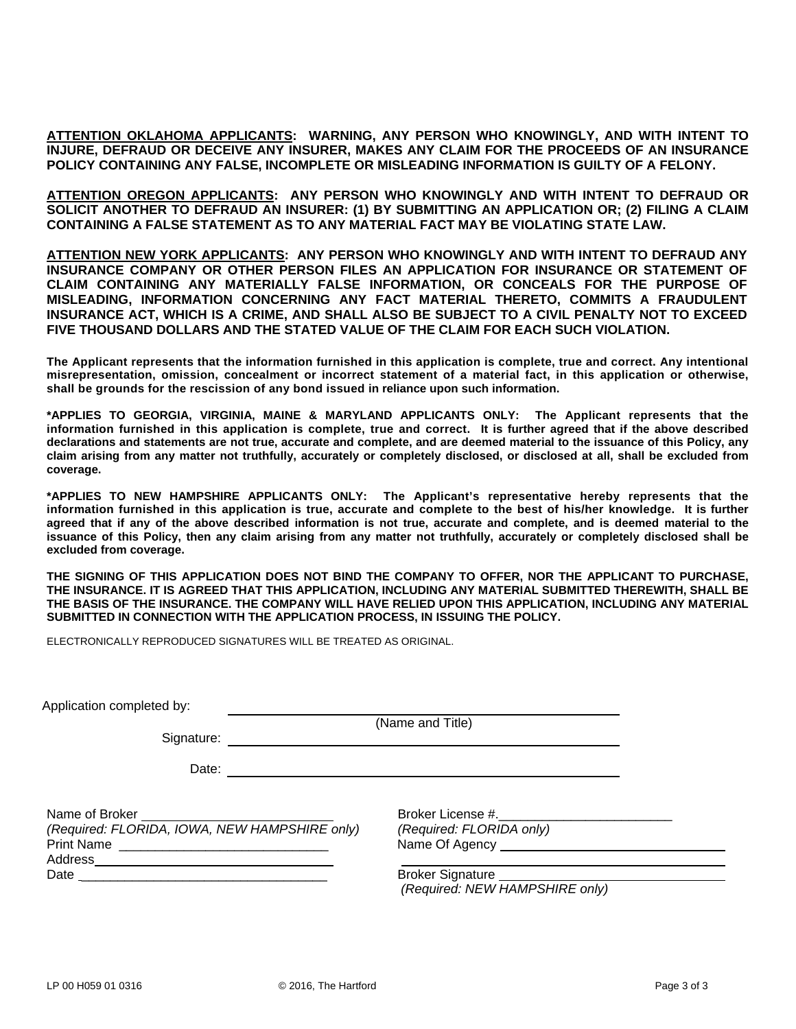**ATTENTION OKLAHOMA APPLICANTS: WARNING, ANY PERSON WHO KNOWINGLY, AND WITH INTENT TO INJURE, DEFRAUD OR DECEIVE ANY INSURER, MAKES ANY CLAIM FOR THE PROCEEDS OF AN INSURANCE POLICY CONTAINING ANY FALSE, INCOMPLETE OR MISLEADING INFORMATION IS GUILTY OF A FELONY.**

**ATTENTION OREGON APPLICANTS: ANY PERSON WHO KNOWINGLY AND WITH INTENT TO DEFRAUD OR SOLICIT ANOTHER TO DEFRAUD AN INSURER: (1) BY SUBMITTING AN APPLICATION OR; (2) FILING A CLAIM CONTAINING A FALSE STATEMENT AS TO ANY MATERIAL FACT MAY BE VIOLATING STATE LAW.**

**ATTENTION NEW YORK APPLICANTS: ANY PERSON WHO KNOWINGLY AND WITH INTENT TO DEFRAUD ANY INSURANCE COMPANY OR OTHER PERSON FILES AN APPLICATION FOR INSURANCE OR STATEMENT OF CLAIM CONTAINING ANY MATERIALLY FALSE INFORMATION, OR CONCEALS FOR THE PURPOSE OF MISLEADING, INFORMATION CONCERNING ANY FACT MATERIAL THERETO, COMMITS A FRAUDULENT INSURANCE ACT, WHICH IS A CRIME, AND SHALL ALSO BE SUBJECT TO A CIVIL PENALTY NOT TO EXCEED FIVE THOUSAND DOLLARS AND THE STATED VALUE OF THE CLAIM FOR EACH SUCH VIOLATION.**

**The Applicant represents that the information furnished in this application is complete, true and correct. Any intentional misrepresentation, omission, concealment or incorrect statement of a material fact, in this application or otherwise, shall be grounds for the rescission of any bond issued in reliance upon such information.**

**\*APPLIES TO GEORGIA, VIRGINIA, MAINE & MARYLAND APPLICANTS ONLY: The Applicant represents that the information furnished in this application is complete, true and correct. It is further agreed that if the above described declarations and statements are not true, accurate and complete, and are deemed material to the issuance of this Policy, any claim arising from any matter not truthfully, accurately or completely disclosed, or disclosed at all, shall be excluded from coverage.**

**\*APPLIES TO NEW HAMPSHIRE APPLICANTS ONLY: The Applicant's representative hereby represents that the information furnished in this application is true, accurate and complete to the best of his/her knowledge. It is further agreed that if any of the above described information is not true, accurate and complete, and is deemed material to the issuance of this Policy, then any claim arising from any matter not truthfully, accurately or completely disclosed shall be excluded from coverage.**

**THE SIGNING OF THIS APPLICATION DOES NOT BIND THE COMPANY TO OFFER, NOR THE APPLICANT TO PURCHASE, THE INSURANCE. IT IS AGREED THAT THIS APPLICATION, INCLUDING ANY MATERIAL SUBMITTED THEREWITH, SHALL BE THE BASIS OF THE INSURANCE. THE COMPANY WILL HAVE RELIED UPON THIS APPLICATION, INCLUDING ANY MATERIAL SUBMITTED IN CONNECTION WITH THE APPLICATION PROCESS, IN ISSUING THE POLICY.**

ELECTRONICALLY REPRODUCED SIGNATURES WILL BE TREATED AS ORIGINAL.

Application completed by: ______________________________
(Name and Title)

Signature: ______________________________

Date: ______________________________

Name of Broker ______________________________
*(Required: FLORIDA, IOWA, NEW HAMPSHIRE only)*
Print Name ______________________________
Address ______________________________
Date ______________________________

Broker License #. ______________________________
*(Required: FLORIDA only)*
Name Of Agency ______________________________
______________________________
Broker Signature ______________________________
*(Required: NEW HAMPSHIRE only)*

LP 00 H059 01 0316 © 2016, The Hartford